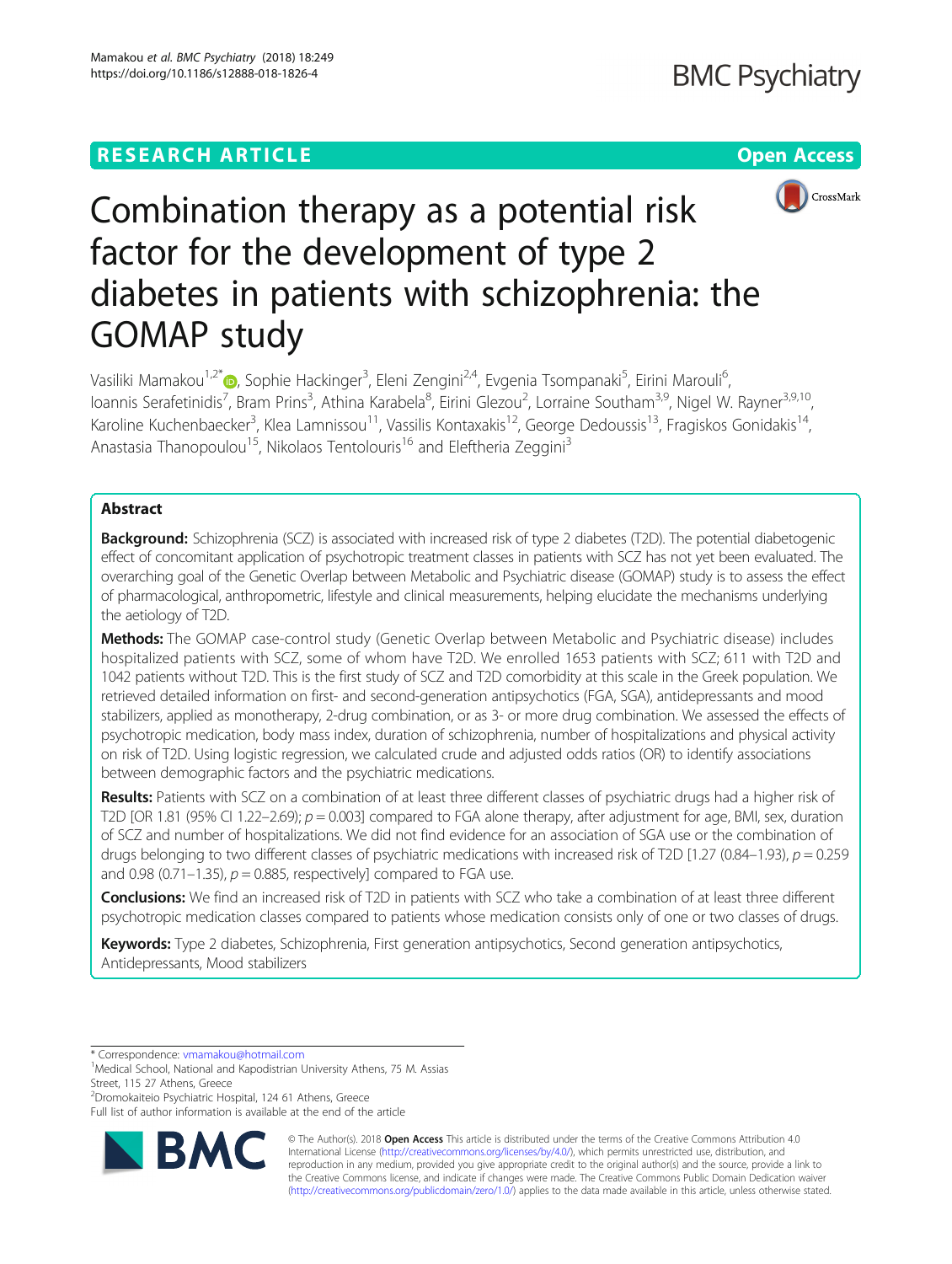RESEARCH ARTICLE

Open Access

# Combination therapy as a potential risk factor for the development of type 2 diabetes in patients with schizophrenia: the GOMAP study

Vasiliki Mamakou[1,2*], Sophie Hackinger[3], Eleni Zengini[2,4], Evgenia Tsompanaki[5], Eirini Marouli[6], Ioannis Serafetinidis[7], Bram Prins[3], Athina Karabela[8], Eirini Glezou[2], Lorraine Southam[3,9], Nigel W. Rayner[3,9,10], Karoline Kuchenbaecker[3], Klea Lamnissou[11], Vassilis Kontaxakis[12], George Dedoussis[13], Fragiskos Gonidakis[14], Anastasia Thanopoulou[15], Nikolaos Tentolouris[16] and Eleftheria Zeggini[3]

## Abstract

**Background:** Schizophrenia (SCZ) is associated with increased risk of type 2 diabetes (T2D). The potential diabetogenic effect of concomitant application of psychotropic treatment classes in patients with SCZ has not yet been evaluated. The overarching goal of the Genetic Overlap between Metabolic and Psychiatric disease (GOMAP) study is to assess the effect of pharmacological, anthropometric, lifestyle and clinical measurements, helping elucidate the mechanisms underlying the aetiology of T2D.

**Methods:** The GOMAP case-control study (Genetic Overlap between Metabolic and Psychiatric disease) includes hospitalized patients with SCZ, some of whom have T2D. We enrolled 1653 patients with SCZ; 611 with T2D and 1042 patients without T2D. This is the first study of SCZ and T2D comorbidity at this scale in the Greek population. We retrieved detailed information on first- and second-generation antipsychotics (FGA, SGA), antidepressants and mood stabilizers, applied as monotherapy, 2-drug combination, or as 3- or more drug combination. We assessed the effects of psychotropic medication, body mass index, duration of schizophrenia, number of hospitalizations and physical activity on risk of T2D. Using logistic regression, we calculated crude and adjusted odds ratios (OR) to identify associations between demographic factors and the psychiatric medications.

**Results:** Patients with SCZ on a combination of at least three different classes of psychiatric drugs had a higher risk of T2D [OR 1.81 (95% CI 1.22–2.69); $p = 0.003$] compared to FGA alone therapy, after adjustment for age, BMI, sex, duration of SCZ and number of hospitalizations. We did not find evidence for an association of SGA use or the combination of drugs belonging to two different classes of psychiatric medications with increased risk of T2D [1.27 (0.84–1.93), $p = 0.259$ and 0.98 (0.71–1.35), $p = 0.885$, respectively] compared to FGA use.

**Conclusions:** We find an increased risk of T2D in patients with SCZ who take a combination of at least three different psychotropic medication classes compared to patients whose medication consists only of one or two classes of drugs.

**Keywords:** Type 2 diabetes, Schizophrenia, First generation antipsychotics, Second generation antipsychotics, Antidepressants, Mood stabilizers

---

* Correspondence: vmamakou@hotmail.com
[1]Medical School, National and Kapodistrian University Athens, 75 M. Assias Street, 115 27 Athens, Greece
[2]Dromokaiteio Psychiatric Hospital, 124 61 Athens, Greece
Full list of author information is available at the end of the article

© The Author(s). 2018 **Open Access** This article is distributed under the terms of the Creative Commons Attribution 4.0 International License (http://creativecommons.org/licenses/by/4.0/), which permits unrestricted use, distribution, and reproduction in any medium, provided you give appropriate credit to the original author(s) and the source, provide a link to the Creative Commons license, and indicate if changes were made. The Creative Commons Public Domain Dedication waiver (http://creativecommons.org/publicdomain/zero/1.0/) applies to the data made available in this article, unless otherwise stated.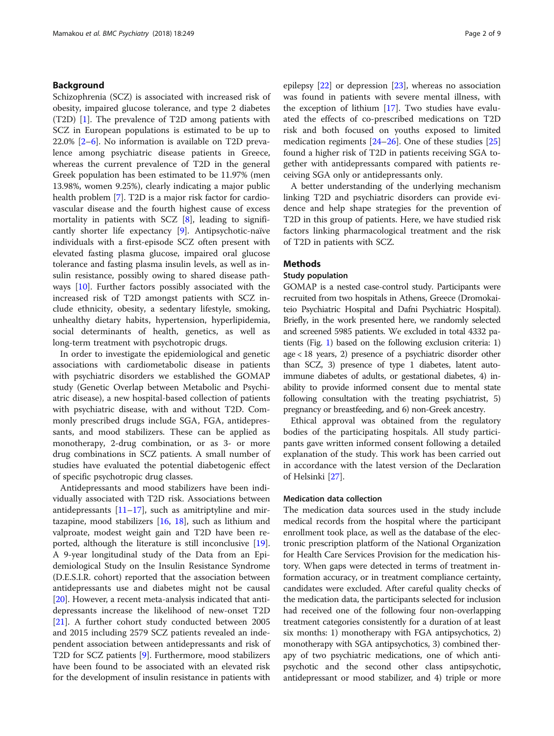## Background

Schizophrenia (SCZ) is associated with increased risk of obesity, impaired glucose tolerance, and type 2 diabetes (T2D) [1]. The prevalence of T2D among patients with SCZ in European populations is estimated to be up to 22.0% [2–6]. No information is available on T2D prevalence among psychiatric disease patients in Greece, whereas the current prevalence of T2D in the general Greek population has been estimated to be 11.97% (men 13.98%, women 9.25%), clearly indicating a major public health problem [7]. T2D is a major risk factor for cardiovascular disease and the fourth highest cause of excess mortality in patients with SCZ [8], leading to significantly shorter life expectancy [9]. Antipsychotic-naïve individuals with a first-episode SCZ often present with elevated fasting plasma glucose, impaired oral glucose tolerance and fasting plasma insulin levels, as well as insulin resistance, possibly owing to shared disease pathways [10]. Further factors possibly associated with the increased risk of T2D amongst patients with SCZ include ethnicity, obesity, a sedentary lifestyle, smoking, unhealthy dietary habits, hypertension, hyperlipidemia, social determinants of health, genetics, as well as long-term treatment with psychotropic drugs.

In order to investigate the epidemiological and genetic associations with cardiometabolic disease in patients with psychiatric disorders we established the GOMAP study (Genetic Overlap between Metabolic and Psychiatric disease), a new hospital-based collection of patients with psychiatric disease, with and without T2D. Commonly prescribed drugs include SGA, FGA, antidepressants, and mood stabilizers. These can be applied as monotherapy, 2-drug combination, or as 3- or more drug combinations in SCZ patients. A small number of studies have evaluated the potential diabetogenic effect of specific psychotropic drug classes.

Antidepressants and mood stabilizers have been individually associated with T2D risk. Associations between antidepressants [11–17], such as amitriptyline and mirtazapine, mood stabilizers [16, 18], such as lithium and valproate, modest weight gain and T2D have been reported, although the literature is still inconclusive [19]. A 9-year longitudinal study of the Data from an Epidemiological Study on the Insulin Resistance Syndrome (D.E.S.I.R. cohort) reported that the association between antidepressants use and diabetes might not be causal [20]. However, a recent meta-analysis indicated that antidepressants increase the likelihood of new-onset T2D [21]. A further cohort study conducted between 2005 and 2015 including 2579 SCZ patients revealed an independent association between antidepressants and risk of T2D for SCZ patients [9]. Furthermore, mood stabilizers have been found to be associated with an elevated risk for the development of insulin resistance in patients with epilepsy [22] or depression [23], whereas no association was found in patients with severe mental illness, with the exception of lithium [17]. Two studies have evaluated the effects of co-prescribed medications on T2D risk and both focused on youths exposed to limited medication regiments [24–26]. One of these studies [25] found a higher risk of T2D in patients receiving SGA together with antidepressants compared with patients receiving SGA only or antidepressants only.

A better understanding of the underlying mechanism linking T2D and psychiatric disorders can provide evidence and help shape strategies for the prevention of T2D in this group of patients. Here, we have studied risk factors linking pharmacological treatment and the risk of T2D in patients with SCZ.

## Methods

### Study population

GOMAP is a nested case-control study. Participants were recruited from two hospitals in Athens, Greece (Dromokaiteio Psychiatric Hospital and Dafni Psychiatric Hospital). Briefly, in the work presented here, we randomly selected and screened 5985 patients. We excluded in total 4332 patients (Fig. 1) based on the following exclusion criteria: 1) age < 18 years, 2) presence of a psychiatric disorder other than SCZ, 3) presence of type 1 diabetes, latent autoimmune diabetes of adults, or gestational diabetes, 4) inability to provide informed consent due to mental state following consultation with the treating psychiatrist, 5) pregnancy or breastfeeding, and 6) non-Greek ancestry.

Ethical approval was obtained from the regulatory bodies of the participating hospitals. All study participants gave written informed consent following a detailed explanation of the study. This work has been carried out in accordance with the latest version of the Declaration of Helsinki [27].

### Medication data collection

The medication data sources used in the study include medical records from the hospital where the participant enrollment took place, as well as the database of the electronic prescription platform of the National Organization for Health Care Services Provision for the medication history. When gaps were detected in terms of treatment information accuracy, or in treatment compliance certainty, candidates were excluded. After careful quality checks of the medication data, the participants selected for inclusion had received one of the following four non-overlapping treatment categories consistently for a duration of at least six months: 1) monotherapy with FGA antipsychotics, 2) monotherapy with SGA antipsychotics, 3) combined therapy of two psychiatric medications, one of which antipsychotic and the second other class antipsychotic, antidepressant or mood stabilizer, and 4) triple or more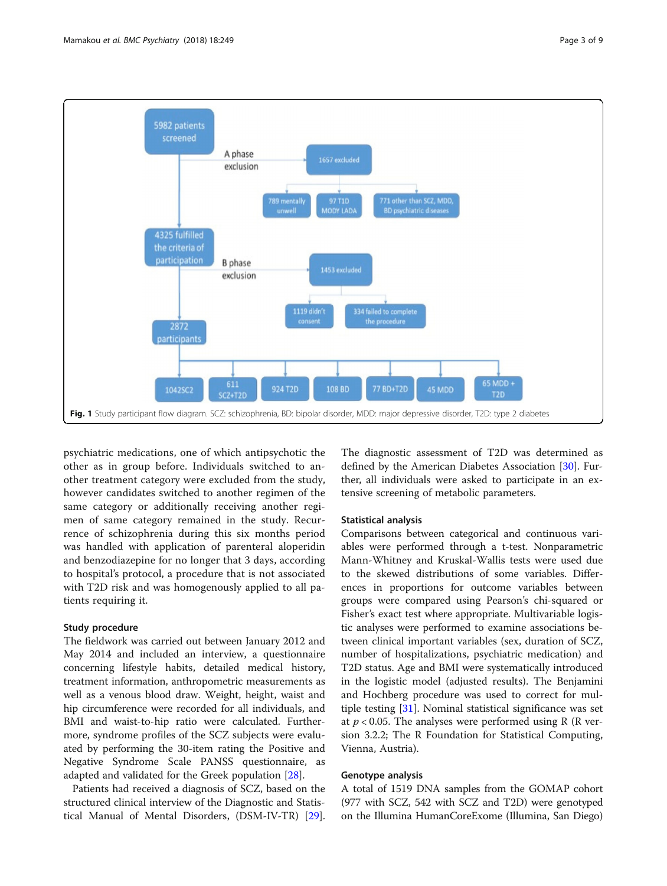Fig. 1 Study participant flow diagram. SCZ: schizophrenia, BD: bipolar disorder, MDD: major depressive disorder, T2D: type 2 diabetes

psychiatric medications, one of which antipsychotic the other as in group before. Individuals switched to another treatment category were excluded from the study, however candidates switched to another regimen of the same category or additionally receiving another regimen of same category remained in the study. Recurrence of schizophrenia during this six months period was handled with application of parenteral aloperidin and benzodiazepine for no longer that 3 days, according to hospital's protocol, a procedure that is not associated with T2D risk and was homogenously applied to all patients requiring it.

### Study procedure

The fieldwork was carried out between January 2012 and May 2014 and included an interview, a questionnaire concerning lifestyle habits, detailed medical history, treatment information, anthropometric measurements as well as a venous blood draw. Weight, height, waist and hip circumference were recorded for all individuals, and BMI and waist-to-hip ratio were calculated. Furthermore, syndrome profiles of the SCZ subjects were evaluated by performing the 30-item rating the Positive and Negative Syndrome Scale PANSS questionnaire, as adapted and validated for the Greek population [28].

Patients had received a diagnosis of SCZ, based on the structured clinical interview of the Diagnostic and Statistical Manual of Mental Disorders, (DSM-IV-TR) [29]. The diagnostic assessment of T2D was determined as defined by the American Diabetes Association [30]. Further, all individuals were asked to participate in an extensive screening of metabolic parameters.

### Statistical analysis

Comparisons between categorical and continuous variables were performed through a t-test. Nonparametric Mann-Whitney and Kruskal-Wallis tests were used due to the skewed distributions of some variables. Differences in proportions for outcome variables between groups were compared using Pearson's chi-squared or Fisher's exact test where appropriate. Multivariable logistic analyses were performed to examine associations between clinical important variables (sex, duration of SCZ, number of hospitalizations, psychiatric medication) and T2D status. Age and BMI were systematically introduced in the logistic model (adjusted results). The Benjamini and Hochberg procedure was used to correct for multiple testing [31]. Nominal statistical significance was set at $p < 0.05$. The analyses were performed using R (R version 3.2.2; The R Foundation for Statistical Computing, Vienna, Austria).

### Genotype analysis

A total of 1519 DNA samples from the GOMAP cohort (977 with SCZ, 542 with SCZ and T2D) were genotyped on the Illumina HumanCoreExome (Illumina, San Diego)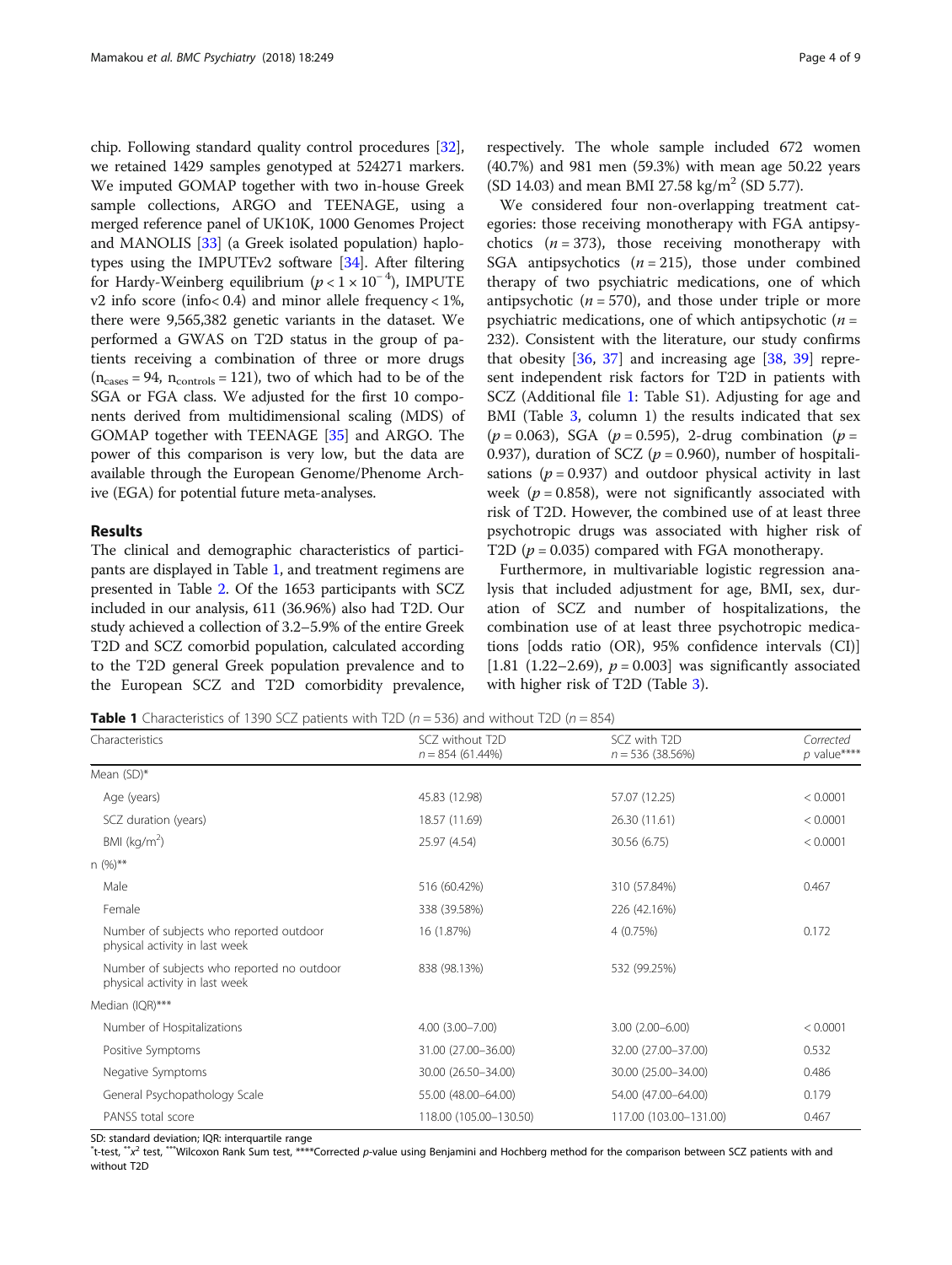chip. Following standard quality control procedures [32], we retained 1429 samples genotyped at 524271 markers. We imputed GOMAP together with two in-house Greek sample collections, ARGO and TEENAGE, using a merged reference panel of UK10K, 1000 Genomes Project and MANOLIS [33] (a Greek isolated population) haplotypes using the IMPUTEv2 software [34]. After filtering for Hardy-Weinberg equilibrium ($p < 1 \times 10^{-4}$), IMPUTE v2 info score (info< 0.4) and minor allele frequency < 1%, there were 9,565,382 genetic variants in the dataset. We performed a GWAS on T2D status in the group of patients receiving a combination of three or more drugs ($n_{cases} = 94$, $n_{controls} = 121$), two of which had to be of the SGA or FGA class. We adjusted for the first 10 components derived from multidimensional scaling (MDS) of GOMAP together with TEENAGE [35] and ARGO. The power of this comparison is very low, but the data are available through the European Genome/Phenome Archive (EGA) for potential future meta-analyses.

## Results

The clinical and demographic characteristics of participants are displayed in Table 1, and treatment regimens are presented in Table 2. Of the 1653 participants with SCZ included in our analysis, 611 (36.96%) also had T2D. Our study achieved a collection of 3.2–5.9% of the entire Greek T2D and SCZ comorbid population, calculated according to the T2D general Greek population prevalence and to the European SCZ and T2D comorbidity prevalence, respectively. The whole sample included 672 women (40.7%) and 981 men (59.3%) with mean age 50.22 years (SD 14.03) and mean BMI 27.58 kg/m$^2$ (SD 5.77).

We considered four non-overlapping treatment categories: those receiving monotherapy with FGA antipsychotics ($n = 373$), those receiving monotherapy with SGA antipsychotics ($n = 215$), those under combined therapy of two psychiatric medications, one of which antipsychotic ($n = 570$), and those under triple or more psychiatric medications, one of which antipsychotic ($n = 232$). Consistent with the literature, our study confirms that obesity [36, 37] and increasing age [38, 39] represent independent risk factors for T2D in patients with SCZ (Additional file 1: Table S1). Adjusting for age and BMI (Table 3, column 1) the results indicated that sex ($p = 0.063$), SGA ($p = 0.595$), 2-drug combination ($p = 0.937$), duration of SCZ ($p = 0.960$), number of hospitalisations ($p = 0.937$) and outdoor physical activity in last week ($p = 0.858$), were not significantly associated with risk of T2D. However, the combined use of at least three psychotropic drugs was associated with higher risk of T2D ($p = 0.035$) compared with FGA monotherapy.

Furthermore, in multivariable logistic regression analysis that included adjustment for age, BMI, sex, duration of SCZ and number of hospitalizations, the combination use of at least three psychotropic medications [odds ratio (OR), 95% confidence intervals (CI)] [1.81 (1.22–2.69), $p = 0.003$] was significantly associated with higher risk of T2D (Table 3).

**Table 1** Characteristics of 1390 SCZ patients with T2D ($n = 536$) and without T2D ($n = 854$)

| Characteristics | SCZ without T2D $n = 854$ (61.44%) | SCZ with T2D $n = 536$ (38.56%) | Corrected $p$ value**** |
|---|---|---|---|
| Mean (SD)* | | | |
| Age (years) | 45.83 (12.98) | 57.07 (12.25) | < 0.0001 |
| SCZ duration (years) | 18.57 (11.69) | 26.30 (11.61) | < 0.0001 |
| BMI (kg/m$^2$) | 25.97 (4.54) | 30.56 (6.75) | < 0.0001 |
| n (%)** | | | |
| Male | 516 (60.42%) | 310 (57.84%) | 0.467 |
| Female | 338 (39.58%) | 226 (42.16%) | |
| Number of subjects who reported outdoor physical activity in last week | 16 (1.87%) | 4 (0.75%) | 0.172 |
| Number of subjects who reported no outdoor physical activity in last week | 838 (98.13%) | 532 (99.25%) | |
| Median (IQR)*** | | | |
| Number of Hospitalizations | 4.00 (3.00–7.00) | 3.00 (2.00–6.00) | < 0.0001 |
| Positive Symptoms | 31.00 (27.00–36.00) | 32.00 (27.00–37.00) | 0.532 |
| Negative Symptoms | 30.00 (26.50–34.00) | 30.00 (25.00–34.00) | 0.486 |
| General Psychopathology Scale | 55.00 (48.00–64.00) | 54.00 (47.00–64.00) | 0.179 |
| PANSS total score | 118.00 (105.00–130.50) | 117.00 (103.00–131.00) | 0.467 |

SD: standard deviation; IQR: interquartile range

*t-test, **$x^2$ test, ***Wilcoxon Rank Sum test, ****Corrected $p$-value using Benjamini and Hochberg method for the comparison between SCZ patients with and without T2D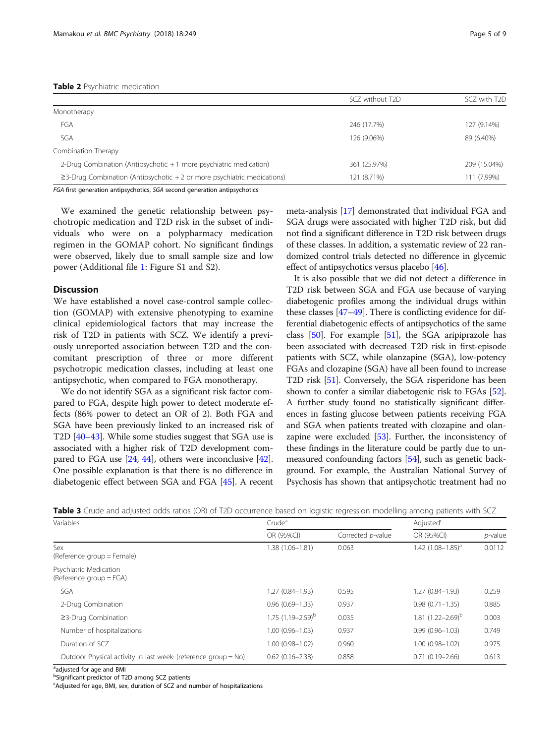**Table 2** Psychiatric medication

| | SCZ without T2D | SCZ with T2D |
|---|---|---|
| Monotherapy | | |
| FGA | 246 (17.7%) | 127 (9.14%) |
| SGA | 126 (9.06%) | 89 (6.40%) |
| Combination Therapy | | |
| 2-Drug Combination (Antipsychotic + 1 more psychiatric medication) | 361 (25.97%) | 209 (15.04%) |
| ≥3-Drug Combination (Antipsychotic + 2 or more psychiatric medications) | 121 (8.71%) | 111 (7.99%) |

*FGA* first generation antipsychotics, *SGA* second generation antipsychotics

We examined the genetic relationship between psychotropic medication and T2D risk in the subset of individuals who were on a polypharmacy medication regimen in the GOMAP cohort. No significant findings were observed, likely due to small sample size and low power (Additional file 1: Figure S1 and S2).

## Discussion

We have established a novel case-control sample collection (GOMAP) with extensive phenotyping to examine clinical epidemiological factors that may increase the risk of T2D in patients with SCZ. We identify a previously unreported association between T2D and the concomitant prescription of three or more different psychotropic medication classes, including at least one antipsychotic, when compared to FGA monotherapy.

We do not identify SGA as a significant risk factor compared to FGA, despite high power to detect moderate effects (86% power to detect an OR of 2). Both FGA and SGA have been previously linked to an increased risk of T2D [40–43]. While some studies suggest that SGA use is associated with a higher risk of T2D development compared to FGA use [24, 44], others were inconclusive [42]. One possible explanation is that there is no difference in diabetogenic effect between SGA and FGA [45]. A recent meta-analysis [17] demonstrated that individual FGA and SGA drugs were associated with higher T2D risk, but did not find a significant difference in T2D risk between drugs of these classes. In addition, a systematic review of 22 randomized control trials detected no difference in glycemic effect of antipsychotics versus placebo [46].

It is also possible that we did not detect a difference in T2D risk between SGA and FGA use because of varying diabetogenic profiles among the individual drugs within these classes [47–49]. There is conflicting evidence for differential diabetogenic effects of antipsychotics of the same class [50]. For example [51], the SGA aripiprazole has been associated with decreased T2D risk in first-episode patients with SCZ, while olanzapine (SGA), low-potency FGAs and clozapine (SGA) have all been found to increase T2D risk [51]. Conversely, the SGA risperidone has been shown to confer a similar diabetogenic risk to FGAs [52]. A further study found no statistically significant differences in fasting glucose between patients receiving FGA and SGA when patients treated with clozapine and olanzapine were excluded [53]. Further, the inconsistency of these findings in the literature could be partly due to unmeasured confounding factors [54], such as genetic background. For example, the Australian National Survey of Psychosis has shown that antipsychotic treatment had no

**Table 3** Crude and adjusted odds ratios (OR) of T2D occurrence based on logistic regression modelling among patients with SCZ

| Variables | Crude[a] | | Adjusted[c] | |
|---|---|---|---|---|
| | OR (95%CI) | Corrected *p*-value | OR (95%CI) | *p*-value |
| Sex (Reference group = Female) | 1.38 (1.06–1.81) | 0.063 | 1.42 (1.08–1.85)[a] | 0.0112 |
| Psychiatric Medication (Reference group = FGA) | | | | |
| SGA | 1.27 (0.84–1.93) | 0.595 | 1.27 (0.84–1.93) | 0.259 |
| 2-Drug Combination | 0.96 (0.69–1.33) | 0.937 | 0.98 (0.71–1.35) | 0.885 |
| ≥3-Drug Combination | 1.75 (1.19–2.59)[b] | 0.035 | 1.81 (1.22–2.69)[b] | 0.003 |
| Number of hospitalizations | 1.00 (0.96–1.03) | 0.937 | 0.99 (0.96–1.03) | 0.749 |
| Duration of SCZ | 1.00 (0.98–1.02) | 0.960 | 1.00 (0.98–1.02) | 0.975 |
| Outdoor Physical activity in last week: (reference group = No) | 0.62 (0.16–2.38) | 0.858 | 0.71 (0.19–2.66) | 0.613 |

[a]adjusted for age and BMI
[b]Significant predictor of T2D among SCZ patients
[c]Adjusted for age, BMI, sex, duration of SCZ and number of hospitalizations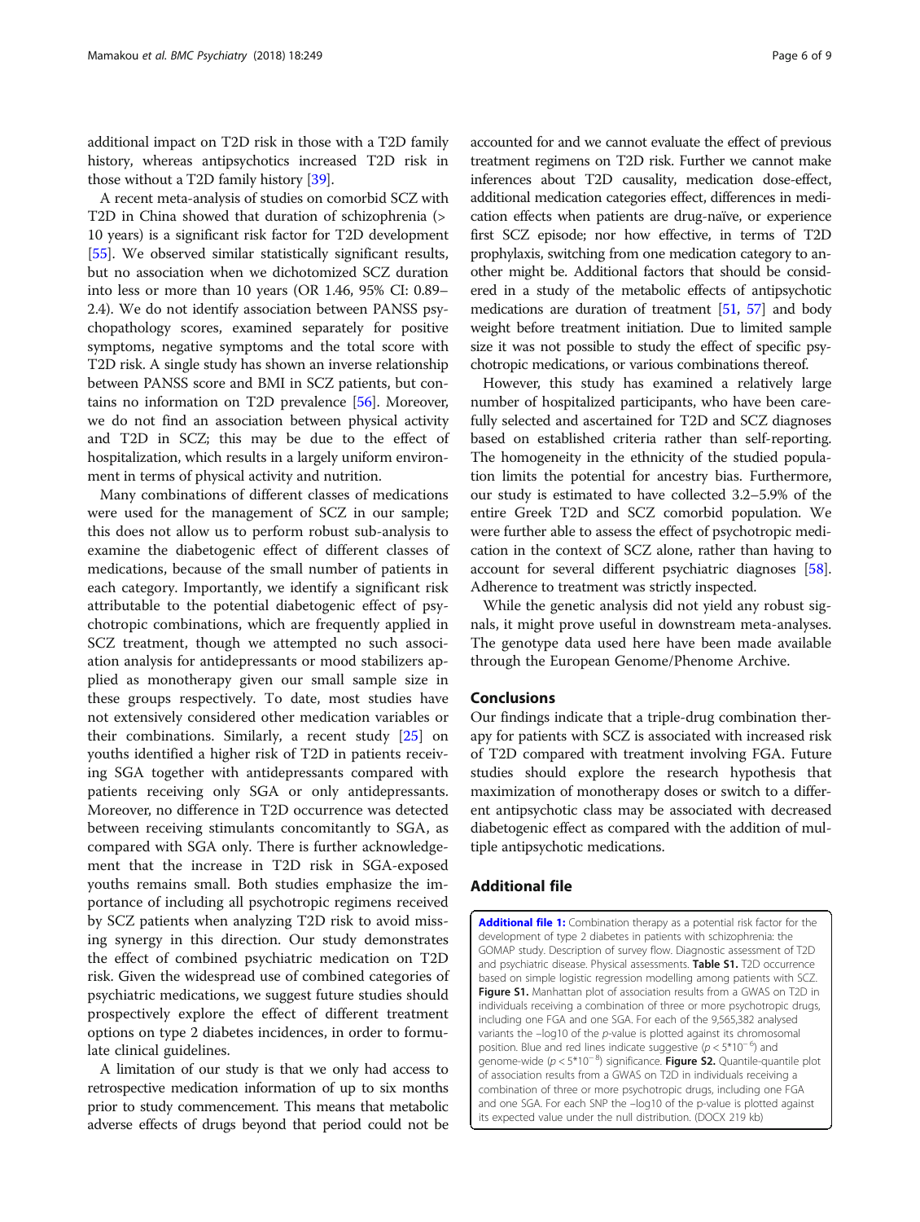additional impact on T2D risk in those with a T2D family history, whereas antipsychotics increased T2D risk in those without a T2D family history [39].

A recent meta-analysis of studies on comorbid SCZ with T2D in China showed that duration of schizophrenia (> 10 years) is a significant risk factor for T2D development [55]. We observed similar statistically significant results, but no association when we dichotomized SCZ duration into less or more than 10 years (OR 1.46, 95% CI: 0.89–2.4). We do not identify association between PANSS psychopathology scores, examined separately for positive symptoms, negative symptoms and the total score with T2D risk. A single study has shown an inverse relationship between PANSS score and BMI in SCZ patients, but contains no information on T2D prevalence [56]. Moreover, we do not find an association between physical activity and T2D in SCZ; this may be due to the effect of hospitalization, which results in a largely uniform environment in terms of physical activity and nutrition.

Many combinations of different classes of medications were used for the management of SCZ in our sample; this does not allow us to perform robust sub-analysis to examine the diabetogenic effect of different classes of medications, because of the small number of patients in each category. Importantly, we identify a significant risk attributable to the potential diabetogenic effect of psychotropic combinations, which are frequently applied in SCZ treatment, though we attempted no such association analysis for antidepressants or mood stabilizers applied as monotherapy given our small sample size in these groups respectively. To date, most studies have not extensively considered other medication variables or their combinations. Similarly, a recent study [25] on youths identified a higher risk of T2D in patients receiving SGA together with antidepressants compared with patients receiving only SGA or only antidepressants. Moreover, no difference in T2D occurrence was detected between receiving stimulants concomitantly to SGA, as compared with SGA only. There is further acknowledgement that the increase in T2D risk in SGA-exposed youths remains small. Both studies emphasize the importance of including all psychotropic regimens received by SCZ patients when analyzing T2D risk to avoid missing synergy in this direction. Our study demonstrates the effect of combined psychiatric medication on T2D risk. Given the widespread use of combined categories of psychiatric medications, we suggest future studies should prospectively explore the effect of different treatment options on type 2 diabetes incidences, in order to formulate clinical guidelines.

A limitation of our study is that we only had access to retrospective medication information of up to six months prior to study commencement. This means that metabolic adverse effects of drugs beyond that period could not be accounted for and we cannot evaluate the effect of previous treatment regimens on T2D risk. Further we cannot make inferences about T2D causality, medication dose-effect, additional medication categories effect, differences in medication effects when patients are drug-naïve, or experience first SCZ episode; nor how effective, in terms of T2D prophylaxis, switching from one medication category to another might be. Additional factors that should be considered in a study of the metabolic effects of antipsychotic medications are duration of treatment [51, 57] and body weight before treatment initiation. Due to limited sample size it was not possible to study the effect of specific psychotropic medications, or various combinations thereof.

However, this study has examined a relatively large number of hospitalized participants, who have been carefully selected and ascertained for T2D and SCZ diagnoses based on established criteria rather than self-reporting. The homogeneity in the ethnicity of the studied population limits the potential for ancestry bias. Furthermore, our study is estimated to have collected 3.2–5.9% of the entire Greek T2D and SCZ comorbid population. We were further able to assess the effect of psychotropic medication in the context of SCZ alone, rather than having to account for several different psychiatric diagnoses [58]. Adherence to treatment was strictly inspected.

While the genetic analysis did not yield any robust signals, it might prove useful in downstream meta-analyses. The genotype data used here have been made available through the European Genome/Phenome Archive.

## Conclusions

Our findings indicate that a triple-drug combination therapy for patients with SCZ is associated with increased risk of T2D compared with treatment involving FGA. Future studies should explore the research hypothesis that maximization of monotherapy doses or switch to a different antipsychotic class may be associated with decreased diabetogenic effect as compared with the addition of multiple antipsychotic medications.

## Additional file

**Additional file 1:** Combination therapy as a potential risk factor for the development of type 2 diabetes in patients with schizophrenia: the GOMAP study. Description of survey flow. Diagnostic assessment of T2D and psychiatric disease. Physical assessments. **Table S1.** T2D occurrence based on simple logistic regression modelling among patients with SCZ. **Figure S1.** Manhattan plot of association results from a GWAS on T2D in individuals receiving a combination of three or more psychotropic drugs, including one FGA and one SGA. For each of the 9,565,382 analysed variants the –log10 of the *p*-value is plotted against its chromosomal position. Blue and red lines indicate suggestive ($p < 5*10^{-6}$) and genome-wide ($p < 5*10^{-8}$) significance. **Figure S2.** Quantile-quantile plot of association results from a GWAS on T2D in individuals receiving a combination of three or more psychotropic drugs, including one FGA and one SGA. For each SNP the –log10 of the p-value is plotted against its expected value under the null distribution. (DOCX 219 kb)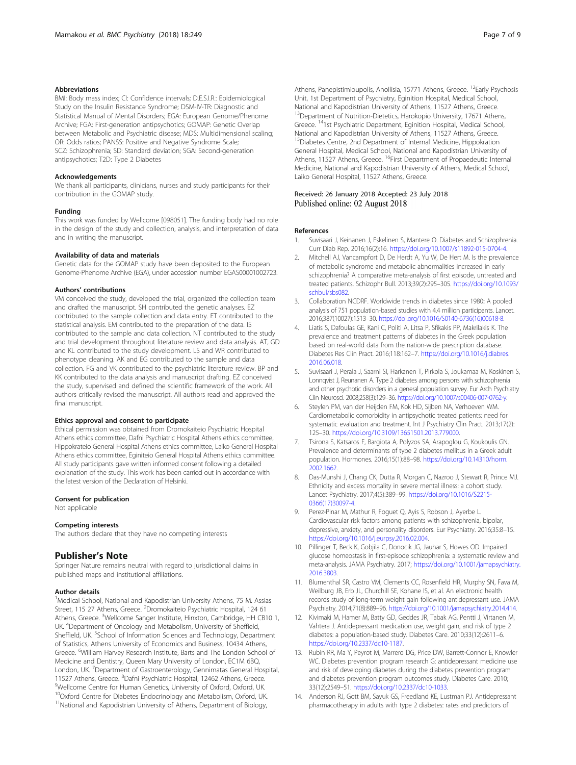### Abbreviations

BMI: Body mass index; CI: Confidence intervals; D.E.S.I.R.: Epidemiological Study on the Insulin Resistance Syndrome; DSM-IV-TR: Diagnostic and Statistical Manual of Mental Disorders; EGA: European Genome/Phenome Archive; FGA: First-generation antipsychotics; GOMAP: Genetic Overlap between Metabolic and Psychiatric disease; MDS: Multidimensional scaling; OR: Odds ratios; PANSS: Positive and Negative Syndrome Scale; SCZ: Schizophrenia; SD: Standard deviation; SGA: Second-generation antipsychotics; T2D: Type 2 Diabetes

### Acknowledgements

We thank all participants, clinicians, nurses and study participants for their contribution in the GOMAP study.

### Funding

This work was funded by Wellcome [098051]. The funding body had no role in the design of the study and collection, analysis, and interpretation of data and in writing the manuscript.

### Availability of data and materials

Genetic data for the GOMAP study have been deposited to the European Genome-Phenome Archive (EGA), under accession number EGAS00001002723.

### Authors' contributions

VM conceived the study, developed the trial, organized the collection team and drafted the manuscript. SH contributed the genetic analyses. EZ contributed to the sample collection and data entry. ET contributed to the statistical analysis. EM contributed to the preparation of the data. IS contributed to the sample and data collection. NT contributed to the study and trial development throughout literature review and data analysis. AT, GD and KL contributed to the study development. LS and WR contributed to phenotype cleaning. AK and EG contributed to the sample and data collection. FG and VK contributed to the psychiatric literature review. BP and KK contributed to the data analysis and manuscript drafting. EZ conceived the study, supervised and defined the scientific framework of the work. All authors critically revised the manuscript. All authors read and approved the final manuscript.

### Ethics approval and consent to participate

Ethical permission was obtained from Dromokaiteio Psychiatric Hospital Athens ethics committee, Dafni Psychiatric Hospital Athens ethics committee, Hippokrateio General Hospital Athens ethics committee, Laiko General Hospital Athens ethics committee, Eginiteio General Hospital Athens ethics committee. All study participants gave written informed consent following a detailed explanation of the study. This work has been carried out in accordance with the latest version of the Declaration of Helsinki.

### Consent for publication

Not applicable

### Competing interests

The authors declare that they have no competing interests

## Publisher's Note

Springer Nature remains neutral with regard to jurisdictional claims in published maps and institutional affiliations.

### Author details

[1]Medical School, National and Kapodistrian University Athens, 75 M. Assias Street, 115 27 Athens, Greece. [2]Dromokaiteio Psychiatric Hospital, 124 61 Athens, Greece. [3]Wellcome Sanger Institute, Hinxton, Cambridge, HH CB10 1, UK. [4]Department of Oncology and Metabolism, University of Sheffield, Sheffield, UK. [5]School of Information Sciences and Technology, Department of Statistics, Athens University of Economics and Business, 10434 Athens, Greece. [6]William Harvey Research Institute, Barts and The London School of Medicine and Dentistry, Queen Mary University of London, EC1M 6BQ, London, UK. [7]Department of Gastroenterology, Gennimatas General Hospital, 11527 Athens, Greece. [8]Dafni Psychiatric Hospital, 12462 Athens, Greece. [9]Wellcome Centre for Human Genetics, University of Oxford, Oxford, UK. [10]Oxford Centre for Diabetes Endocrinology and Metabolism, Oxford, UK. [11]National and Kapodistrian University of Athens, Department of Biology, Athens, Panepistimioupolis, Anollisia, 15771 Athens, Greece. [12]Early Psychosis Unit, 1st Department of Psychiatry, Eginition Hospital, Medical School, National and Kapodistrian University of Athens, 11527 Athens, Greece. [13]Department of Nutrition-Dietetics, Harokopio University, 17671 Athens, Greece. [14]1st Psychiatric Department, Eginition Hospital, Medical School, National and Kapodistrian University of Athens, 11527 Athens, Greece. [15]Diabetes Centre, 2nd Department of Internal Medicine, Hippokration General Hospital, Medical School, National and Kapodistrian University of Athens, 11527 Athens, Greece. [16]First Department of Propaedeutic Internal Medicine, National and Kapodistrian University of Athens, Medical School, Laiko General Hospital, 11527 Athens, Greece.

Received: 26 January 2018 Accepted: 23 July 2018
Published online: 02 August 2018

### References

1. Suvisaari J, Keinanen J, Eskelinen S, Mantere O. Diabetes and Schizophrenia. Curr Diab Rep. 2016;16(2):16. https://doi.org/10.1007/s11892-015-0704-4.
2. Mitchell AJ, Vancampfort D, De Herdt A, Yu W, De Hert M. Is the prevalence of metabolic syndrome and metabolic abnormalities increased in early schizophrenia? A comparative meta-analysis of first episode, untreated and treated patients. Schizophr Bull. 2013;39(2):295–305. https://doi.org/10.1093/schbul/sbs082.
3. Collaboration NCDRF. Worldwide trends in diabetes since 1980: A pooled analysis of 751 population-based studies with 4.4 million participants. Lancet. 2016;387(10027):1513–30. https://doi.org/10.1016/S0140-6736(16)00618-8.
4. Liatis S, Dafoulas GE, Kani C, Politi A, Litsa P, Sfikakis PP, Makrilakis K. The prevalence and treatment patterns of diabetes in the Greek population based on real-world data from the nation-wide prescription database. Diabetes Res Clin Pract. 2016;118:162–7. https://doi.org/10.1016/j.diabres.2016.06.018.
5. Suvisaari J, Perala J, Saarni SI, Harkanen T, Pirkola S, Joukamaa M, Koskinen S, Lonnqvist J, Reunanen A. Type 2 diabetes among persons with schizophrenia and other psychotic disorders in a general population survey. Eur Arch Psychiatry Clin Neurosci. 2008;258(3):129–36. https://doi.org/10.1007/s00406-007-0762-y.
6. Steylen PM, van der Heijden FM, Kok HD, Sijben NA, Verhoeven WM. Cardiometabolic comorbidity in antipsychotic treated patients: need for systematic evaluation and treatment. Int J Psychiatry Clin Pract. 2013;17(2):125–30. https://doi.org/10.3109/13651501.2013.779000.
7. Tsirona S, Katsaros F, Bargiota A, Polyzos SA, Arapoglou G, Koukoulis GN. Prevalence and determinants of type 2 diabetes mellitus in a Greek adult population. Hormones. 2016;15(1):88–98. https://doi.org/10.14310/horm.2002.1662.
8. Das-Munshi J, Chang CK, Dutta R, Morgan C, Nazroo J, Stewart R, Prince MJ. Ethnicity and excess mortality in severe mental illness: a cohort study. Lancet Psychiatry. 2017;4(5):389–99. https://doi.org/10.1016/S2215-0366(17)30097-4.
9. Perez-Pinar M, Mathur R, Foguet Q, Ayis S, Robson J, Ayerbe L. Cardiovascular risk factors among patients with schizophrenia, bipolar, depressive, anxiety, and personality disorders. Eur Psychiatry. 2016;35:8–15. https://doi.org/10.1016/j.eurpsy.2016.02.004.
10. Pillinger T, Beck K, Gobjila C, Donocik JG, Jauhar S, Howes OD. Impaired glucose homeostasis in first-episode schizophrenia: a systematic review and meta-analysis. JAMA Psychiatry. 2017; https://doi.org/10.1001/jamapsychiatry.2016.3803.
11. Blumenthal SR, Castro VM, Clements CC, Rosenfield HR, Murphy SN, Fava M, Weilburg JB, Erb JL, Churchill SE, Kohane IS, et al. An electronic health records study of long-term weight gain following antidepressant use. JAMA Psychiatry. 2014;71(8):889–96. https://doi.org/10.1001/jamapsychiatry.2014.414.
12. Kivimaki M, Hamer M, Batty GD, Geddes JR, Tabak AG, Pentti J, Virtanen M, Vahtera J. Antidepressant medication use, weight gain, and risk of type 2 diabetes: a population-based study. Diabetes Care. 2010;33(12):2611–6. https://doi.org/10.2337/dc10-1187.
13. Rubin RR, Ma Y, Peyrot M, Marrero DG, Price DW, Barrett-Connor E, Knowler WC. Diabetes prevention program research G: antidepressant medicine use and risk of developing diabetes during the diabetes prevention program and diabetes prevention program outcomes study. Diabetes Care. 2010;33(12):2549–51. https://doi.org/10.2337/dc10-1033.
14. Anderson RJ, Gott BM, Sayuk GS, Freedland KE, Lustman PJ. Antidepressant pharmacotherapy in adults with type 2 diabetes: rates and predictors of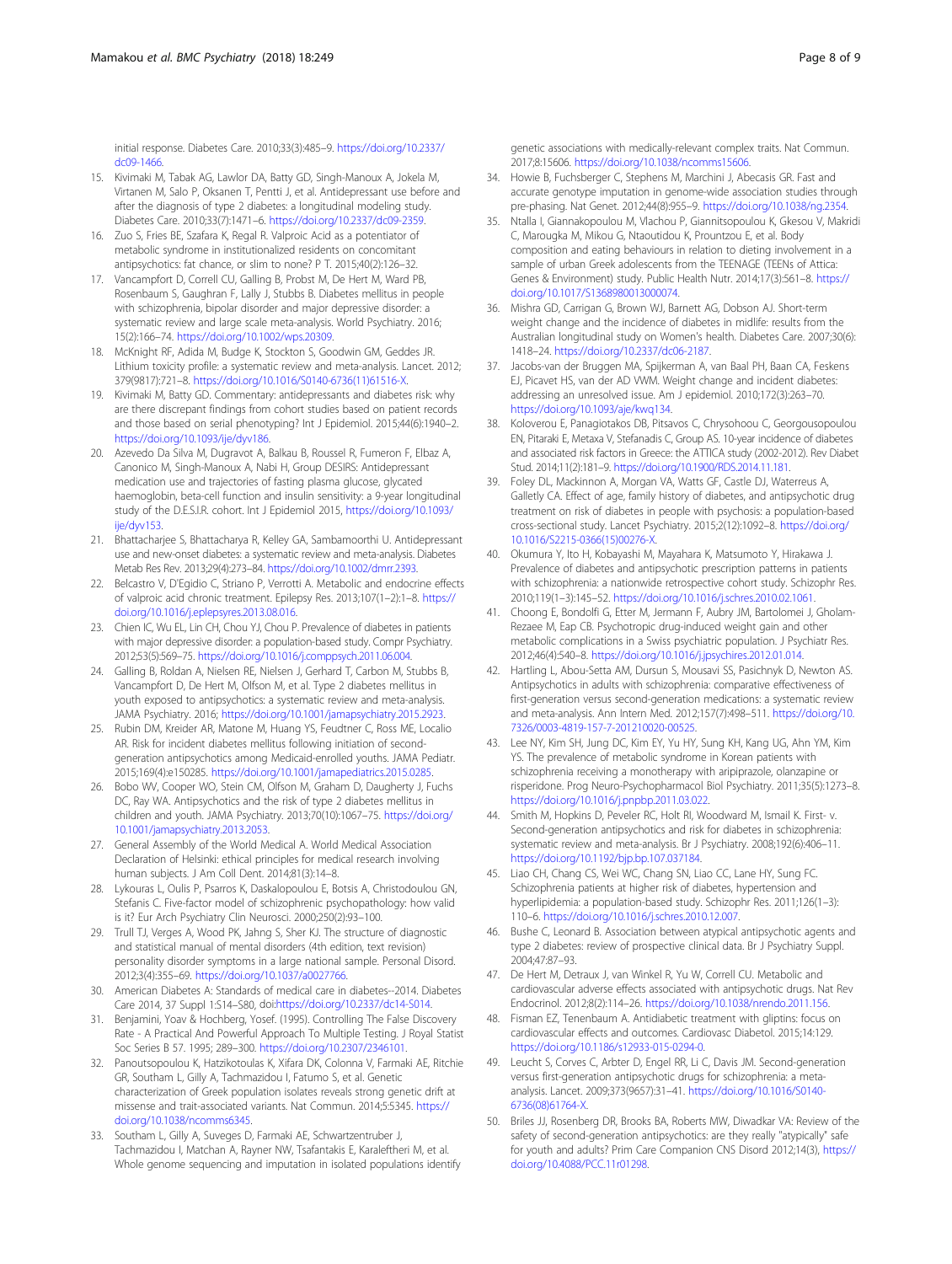initial response. Diabetes Care. 2010;33(3):485–9. https://doi.org/10.2337/dc09-1466.

15. Kivimaki M, Tabak AG, Lawlor DA, Batty GD, Singh-Manoux A, Jokela M, Virtanen M, Salo P, Oksanen T, Pentti J, et al. Antidepressant use before and after the diagnosis of type 2 diabetes: a longitudinal modeling study. Diabetes Care. 2010;33(7):1471–6. https://doi.org/10.2337/dc09-2359.
16. Zuo S, Fries BE, Szafara K, Regal R. Valproic Acid as a potentiator of metabolic syndrome in institutionalized residents on concomitant antipsychotics: fat chance, or slim to none? P T. 2015;40(2):126–32.
17. Vancampfort D, Correll CU, Galling B, Probst M, De Hert M, Ward PB, Rosenbaum S, Gaughran F, Lally J, Stubbs B. Diabetes mellitus in people with schizophrenia, bipolar disorder and major depressive disorder: a systematic review and large scale meta-analysis. World Psychiatry. 2016; 15(2):166–74. https://doi.org/10.1002/wps.20309.
18. McKnight RF, Adida M, Budge K, Stockton S, Goodwin GM, Geddes JR. Lithium toxicity profile: a systematic review and meta-analysis. Lancet. 2012; 379(9817):721–8. https://doi.org/10.1016/S0140-6736(11)61516-X.
19. Kivimaki M, Batty GD. Commentary: antidepressants and diabetes risk: why are there discrepant findings from cohort studies based on patient records and those based on serial phenotyping? Int J Epidemiol. 2015;44(6):1940–2. https://doi.org/10.1093/ije/dyv186.
20. Azevedo Da Silva M, Dugravot A, Balkau B, Roussel R, Fumeron F, Elbaz A, Canonico M, Singh-Manoux A, Nabi H, Group DESIRS: Antidepressant medication use and trajectories of fasting plasma glucose, glycated haemoglobin, beta-cell function and insulin sensitivity: a 9-year longitudinal study of the D.E.S.I.R. cohort. Int J Epidemiol 2015, https://doi.org/10.1093/ije/dyv153.
21. Bhattacharjee S, Bhattacharya R, Kelley GA, Sambamoorthi U. Antidepressant use and new-onset diabetes: a systematic review and meta-analysis. Diabetes Metab Res Rev. 2013;29(4):273–84. https://doi.org/10.1002/dmrr.2393.
22. Belcastro V, D'Egidio C, Striano P, Verrotti A. Metabolic and endocrine effects of valproic acid chronic treatment. Epilepsy Res. 2013;107(1–2):1–8. https://doi.org/10.1016/j.eplepsyres.2013.08.016.
23. Chien IC, Wu EL, Lin CH, Chou YJ, Chou P. Prevalence of diabetes in patients with major depressive disorder: a population-based study. Compr Psychiatry. 2012;53(5):569–75. https://doi.org/10.1016/j.comppsych.2011.06.004.
24. Galling B, Roldan A, Nielsen RE, Nielsen J, Gerhard T, Carbon M, Stubbs B, Vancampfort D, De Hert M, Olfson M, et al. Type 2 diabetes mellitus in youth exposed to antipsychotics: a systematic review and meta-analysis. JAMA Psychiatry. 2016; https://doi.org/10.1001/jamapsychiatry.2015.2923.
25. Rubin DM, Kreider AR, Matone M, Huang YS, Feudtner C, Ross ME, Localio AR. Risk for incident diabetes mellitus following initiation of second-generation antipsychotics among Medicaid-enrolled youths. JAMA Pediatr. 2015;169(4):e150285. https://doi.org/10.1001/jamapediatrics.2015.0285.
26. Bobo WV, Cooper WO, Stein CM, Olfson M, Graham D, Daugherty J, Fuchs DC, Ray WA. Antipsychotics and the risk of type 2 diabetes mellitus in children and youth. JAMA Psychiatry. 2013;70(10):1067–75. https://doi.org/10.1001/jamapsychiatry.2013.2053.
27. General Assembly of the World Medical A. World Medical Association Declaration of Helsinki: ethical principles for medical research involving human subjects. J Am Coll Dent. 2014;81(3):14–8.
28. Lykouras L, Oulis P, Psarros K, Daskalopoulou E, Botsis A, Christodoulou GN, Stefanis C. Five-factor model of schizophrenic psychopathology: how valid is it? Eur Arch Psychiatry Clin Neurosci. 2000;250(2):93–100.
29. Trull TJ, Verges A, Wood PK, Jahng S, Sher KJ. The structure of diagnostic and statistical manual of mental disorders (4th edition, text revision) personality disorder symptoms in a large national sample. Personal Disord. 2012;3(4):355–69. https://doi.org/10.1037/a0027766.
30. American Diabetes A: Standards of medical care in diabetes--2014. Diabetes Care 2014, 37 Suppl 1:S14–S80, doi:https://doi.org/10.2337/dc14-S014.
31. Benjamini, Yoav & Hochberg, Yosef. (1995). Controlling The False Discovery Rate - A Practical And Powerful Approach To Multiple Testing. J Royal Statist Soc Series B 57. 1995; 289–300. https://doi.org/10.2307/2346101.
32. Panoutsopoulou K, Hatzikotoulas K, Xifara DK, Colonna V, Farmaki AE, Ritchie GR, Southam L, Gilly A, Tachmazidou I, Fatumo S, et al. Genetic characterization of Greek population isolates reveals strong genetic drift at missense and trait-associated variants. Nat Commun. 2014;5:5345. https://doi.org/10.1038/ncomms6345.
33. Southam L, Gilly A, Suveges D, Farmaki AE, Schwartzentruber J, Tachmazidou I, Matchan A, Rayner NW, Tsafantakis E, Karaleftheri M, et al. Whole genome sequencing and imputation in isolated populations identify genetic associations with medically-relevant complex traits. Nat Commun. 2017;8:15606. https://doi.org/10.1038/ncomms15606.
34. Howie B, Fuchsberger C, Stephens M, Marchini J, Abecasis GR. Fast and accurate genotype imputation in genome-wide association studies through pre-phasing. Nat Genet. 2012;44(8):955–9. https://doi.org/10.1038/ng.2354.
35. Ntalla I, Giannakopoulou M, Vlachou P, Giannitsopoulou K, Gkesou V, Makridi C, Marougka M, Mikou G, Ntaoutidou K, Prountzou E, et al. Body composition and eating behaviours in relation to dieting involvement in a sample of urban Greek adolescents from the TEENAGE (TEENs of Attica: Genes & Environment) study. Public Health Nutr. 2014;17(3):561–8. https://doi.org/10.1017/S1368980013000074.
36. Mishra GD, Carrigan G, Brown WJ, Barnett AG, Dobson AJ. Short-term weight change and the incidence of diabetes in midlife: results from the Australian longitudinal study on Women's health. Diabetes Care. 2007;30(6): 1418–24. https://doi.org/10.2337/dc06-2187.
37. Jacobs-van der Bruggen MA, Spijkerman A, van Baal PH, Baan CA, Feskens EJ, Picavet HS, van der AD VWM. Weight change and incident diabetes: addressing an unresolved issue. Am J epidemiol. 2010;172(3):263–70. https://doi.org/10.1093/aje/kwq134.
38. Koloverou E, Panagiotakos DB, Pitsavos C, Chrysohoou C, Georgousopoulou EN, Pitaraki E, Metaxa V, Stefanadis C, Group AS. 10-year incidence of diabetes and associated risk factors in Greece: the ATTICA study (2002-2012). Rev Diabet Stud. 2014;11(2):181–9. https://doi.org/10.1900/RDS.2014.11.181.
39. Foley DL, Mackinnon A, Morgan VA, Watts GF, Castle DJ, Waterreus A, Galletly CA. Effect of age, family history of diabetes, and antipsychotic drug treatment on risk of diabetes in people with psychosis: a population-based cross-sectional study. Lancet Psychiatry. 2015;2(12):1092–8. https://doi.org/10.1016/S2215-0366(15)00276-X.
40. Okumura Y, Ito H, Kobayashi M, Mayahara K, Matsumoto Y, Hirakawa J. Prevalence of diabetes and antipsychotic prescription patterns in patients with schizophrenia: a nationwide retrospective cohort study. Schizophr Res. 2010;119(1–3):145–52. https://doi.org/10.1016/j.schres.2010.02.1061.
41. Choong E, Bondolfi G, Etter M, Jermann F, Aubry JM, Bartolomei J, Gholam-Rezaee M, Eap CB. Psychotropic drug-induced weight gain and other metabolic complications in a Swiss psychiatric population. J Psychiatr Res. 2012;46(4):540–8. https://doi.org/10.1016/j.jpsychires.2012.01.014.
42. Hartling L, Abou-Setta AM, Dursun S, Mousavi SS, Pasichnyk D, Newton AS. Antipsychotics in adults with schizophrenia: comparative effectiveness of first-generation versus second-generation medications: a systematic review and meta-analysis. Ann Intern Med. 2012;157(7):498–511. https://doi.org/10.7326/0003-4819-157-7-201210020-00525.
43. Lee NY, Kim SH, Jung DC, Kim EY, Yu HY, Sung KH, Kang UG, Ahn YM, Kim YS. The prevalence of metabolic syndrome in Korean patients with schizophrenia receiving a monotherapy with aripiprazole, olanzapine or risperidone. Prog Neuro-Psychopharmacol Biol Psychiatry. 2011;35(5):1273–8. https://doi.org/10.1016/j.pnpbp.2011.03.022.
44. Smith M, Hopkins D, Peveler RC, Holt RI, Woodward M, Ismail K. First- v. Second-generation antipsychotics and risk for diabetes in schizophrenia: systematic review and meta-analysis. Br J Psychiatry. 2008;192(6):406–11. https://doi.org/10.1192/bjp.bp.107.037184.
45. Liao CH, Chang CS, Wei WC, Chang SN, Liao CC, Lane HY, Sung FC. Schizophrenia patients at higher risk of diabetes, hypertension and hyperlipidemia: a population-based study. Schizophr Res. 2011;126(1–3): 110–6. https://doi.org/10.1016/j.schres.2010.12.007.
46. Bushe C, Leonard B. Association between atypical antipsychotic agents and type 2 diabetes: review of prospective clinical data. Br J Psychiatry Suppl. 2004;47:87–93.
47. De Hert M, Detraux J, van Winkel R, Yu W, Correll CU. Metabolic and cardiovascular adverse effects associated with antipsychotic drugs. Nat Rev Endocrinol. 2012;8(2):114–26. https://doi.org/10.1038/nrendo.2011.156.
48. Fisman EZ, Tenenbaum A. Antidiabetic treatment with gliptins: focus on cardiovascular effects and outcomes. Cardiovasc Diabetol. 2015;14:129. https://doi.org/10.1186/s12933-015-0294-0.
49. Leucht S, Corves C, Arbter D, Engel RR, Li C, Davis JM. Second-generation versus first-generation antipsychotic drugs for schizophrenia: a meta-analysis. Lancet. 2009;373(9657):31–41. https://doi.org/10.1016/S0140-6736(08)61764-X.
50. Briles JJ, Rosenberg DR, Brooks BA, Roberts MW, Diwadkar VA: Review of the safety of second-generation antipsychotics: are they really "atypically" safe for youth and adults? Prim Care Companion CNS Disord 2012;14(3), https://doi.org/10.4088/PCC.11r01298.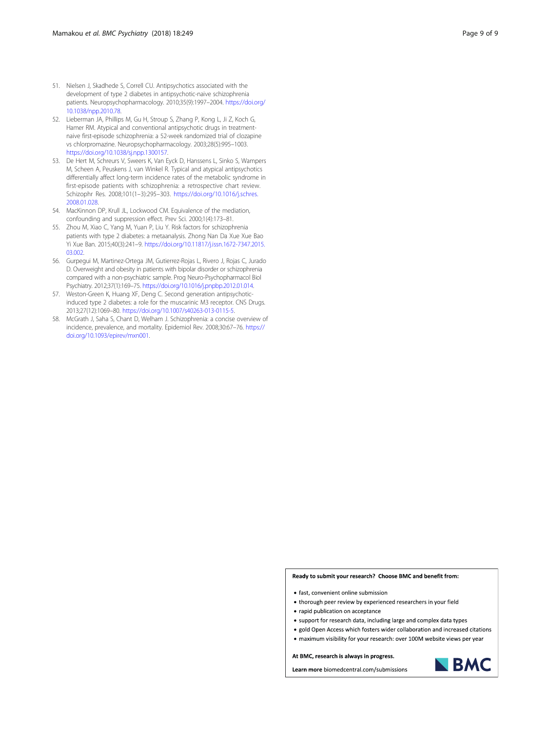51. Nielsen J, Skadhede S, Correll CU. Antipsychotics associated with the development of type 2 diabetes in antipsychotic-naive schizophrenia patients. Neuropsychopharmacology. 2010;35(9):1997–2004. https://doi.org/10.1038/npp.2010.78.
52. Lieberman JA, Phillips M, Gu H, Stroup S, Zhang P, Kong L, Ji Z, Koch G, Hamer RM. Atypical and conventional antipsychotic drugs in treatment-naive first-episode schizophrenia: a 52-week randomized trial of clozapine vs chlorpromazine. Neuropsychopharmacology. 2003;28(5):995–1003. https://doi.org/10.1038/sj.npp.1300157.
53. De Hert M, Schreurs V, Sweers K, Van Eyck D, Hanssens L, Sinko S, Wampers M, Scheen A, Peuskens J, van Winkel R. Typical and atypical antipsychotics differentially affect long-term incidence rates of the metabolic syndrome in first-episode patients with schizophrenia: a retrospective chart review. Schizophr Res. 2008;101(1–3):295–303. https://doi.org/10.1016/j.schres.2008.01.028.
54. MacKinnon DP, Krull JL, Lockwood CM. Equivalence of the mediation, confounding and suppression effect. Prev Sci. 2000;1(4):173–81.
55. Zhou M, Xiao C, Yang M, Yuan P, Liu Y. Risk factors for schizophrenia patients with type 2 diabetes: a metaanalysis. Zhong Nan Da Xue Xue Bao Yi Xue Ban. 2015;40(3):241–9. https://doi.org/10.11817/j.issn.1672-7347.2015.03.002.
56. Gurpegui M, Martinez-Ortega JM, Gutierrez-Rojas L, Rivero J, Rojas C, Jurado D. Overweight and obesity in patients with bipolar disorder or schizophrenia compared with a non-psychiatric sample. Prog Neuro-Psychopharmacol Biol Psychiatry. 2012;37(1):169–75. https://doi.org/10.1016/j.pnpbp.2012.01.014.
57. Weston-Green K, Huang XF, Deng C. Second generation antipsychotic-induced type 2 diabetes: a role for the muscarinic M3 receptor. CNS Drugs. 2013;27(12):1069–80. https://doi.org/10.1007/s40263-013-0115-5.
58. McGrath J, Saha S, Chant D, Welham J. Schizophrenia: a concise overview of incidence, prevalence, and mortality. Epidemiol Rev. 2008;30:67–76. https://doi.org/10.1093/epirev/mxn001.

**Ready to submit your research? Choose BMC and benefit from:**

- fast, convenient online submission
- thorough peer review by experienced researchers in your field
- rapid publication on acceptance
- support for research data, including large and complex data types
- gold Open Access which fosters wider collaboration and increased citations
- maximum visibility for your research: over 100M website views per year

**At BMC, research is always in progress.**

**Learn more** biomedcentral.com/submissions

BMC